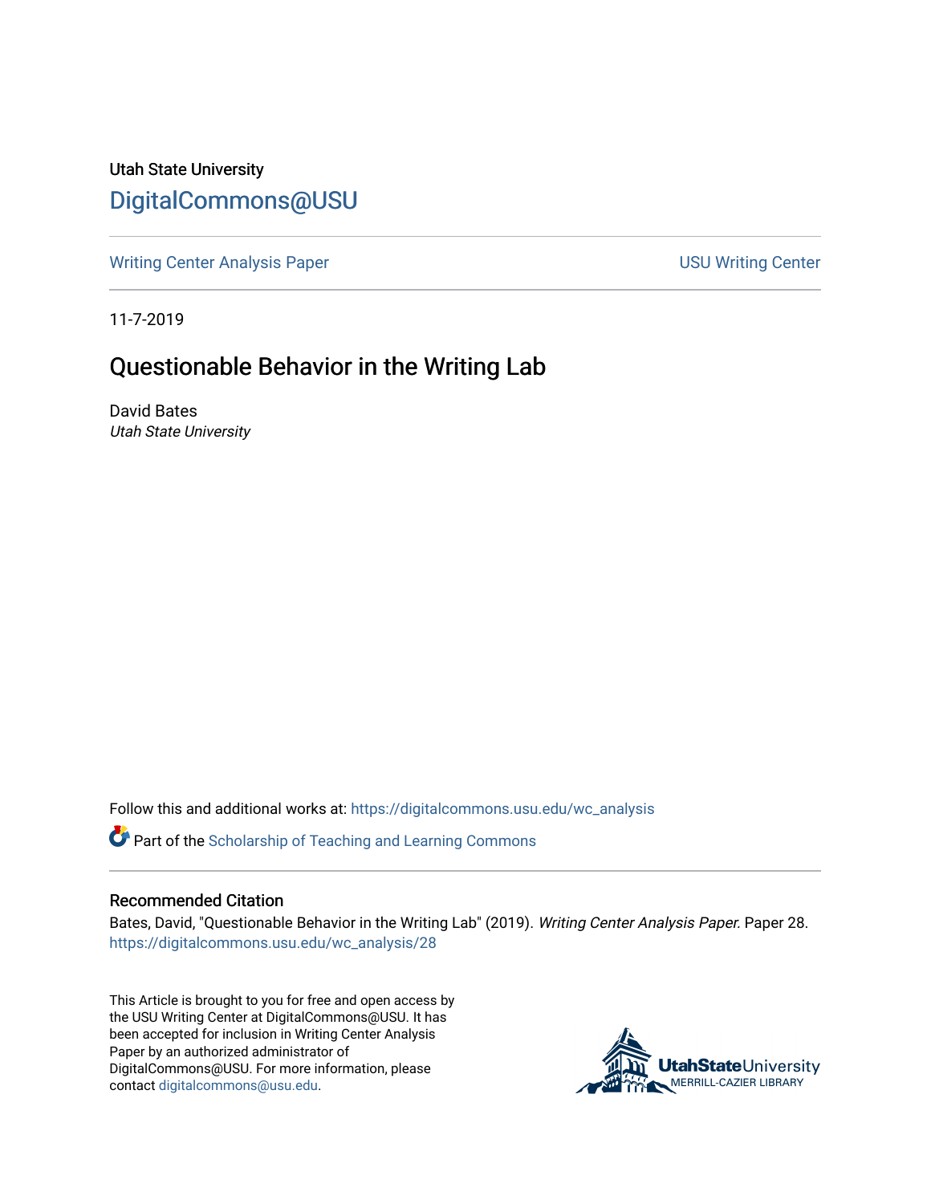Utah State University

# DigitalCommons@USU

Writing Center Analysis Paper | USU Writing Center

11-7-2019

## Questionable Behavior in the Writing Lab

David Bates
*Utah State University*

Follow this and additional works at: https://digitalcommons.usu.edu/wc_analysis

Part of the Scholarship of Teaching and Learning Commons

### Recommended Citation

Bates, David, "Questionable Behavior in the Writing Lab" (2019). *Writing Center Analysis Paper.* Paper 28.
https://digitalcommons.usu.edu/wc_analysis/28

This Article is brought to you for free and open access by the USU Writing Center at DigitalCommons@USU. It has been accepted for inclusion in Writing Center Analysis Paper by an authorized administrator of DigitalCommons@USU. For more information, please contact digitalcommons@usu.edu.

UtahStateUniversity
MERRILL-CAZIER LIBRARY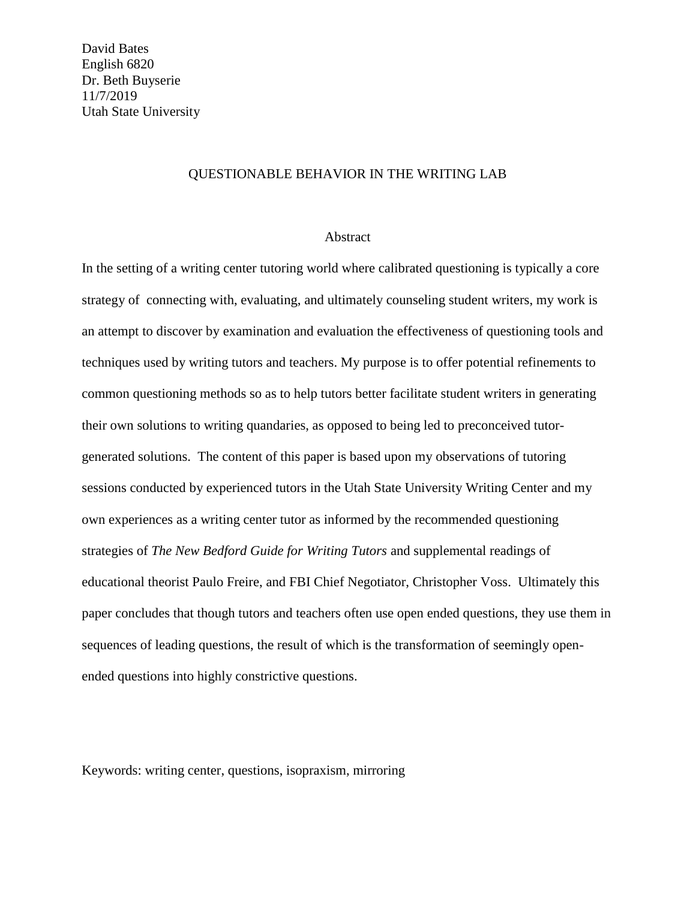David Bates
English 6820
Dr. Beth Buyserie
11/7/2019
Utah State University

# QUESTIONABLE BEHAVIOR IN THE WRITING LAB

## Abstract

In the setting of a writing center tutoring world where calibrated questioning is typically a core strategy of connecting with, evaluating, and ultimately counseling student writers, my work is an attempt to discover by examination and evaluation the effectiveness of questioning tools and techniques used by writing tutors and teachers. My purpose is to offer potential refinements to common questioning methods so as to help tutors better facilitate student writers in generating their own solutions to writing quandaries, as opposed to being led to preconceived tutor-generated solutions. The content of this paper is based upon my observations of tutoring sessions conducted by experienced tutors in the Utah State University Writing Center and my own experiences as a writing center tutor as informed by the recommended questioning strategies of *The New Bedford Guide for Writing Tutors* and supplemental readings of educational theorist Paulo Freire, and FBI Chief Negotiator, Christopher Voss. Ultimately this paper concludes that though tutors and teachers often use open ended questions, they use them in sequences of leading questions, the result of which is the transformation of seemingly open-ended questions into highly constrictive questions.

Keywords: writing center, questions, isopraxism, mirroring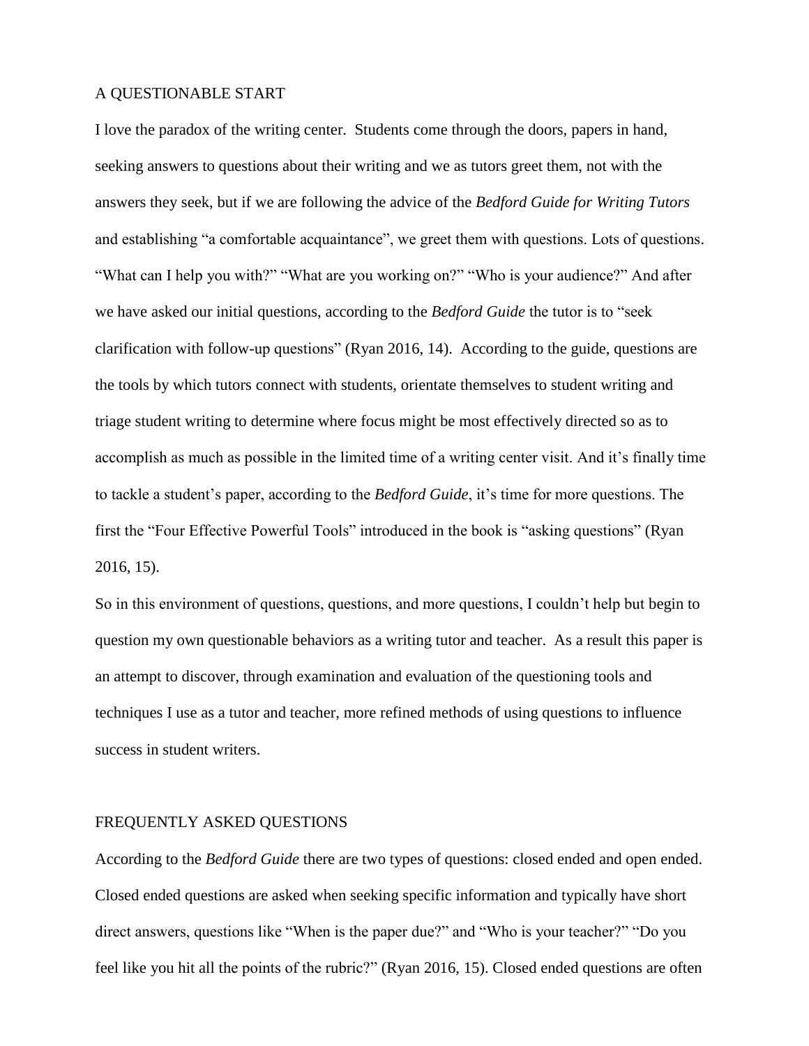## A QUESTIONABLE START

I love the paradox of the writing center. Students come through the doors, papers in hand, seeking answers to questions about their writing and we as tutors greet them, not with the answers they seek, but if we are following the advice of the *Bedford Guide for Writing Tutors* and establishing "a comfortable acquaintance", we greet them with questions. Lots of questions. "What can I help you with?" "What are you working on?" "Who is your audience?" And after we have asked our initial questions, according to the *Bedford Guide* the tutor is to "seek clarification with follow-up questions" (Ryan 2016, 14). According to the guide, questions are the tools by which tutors connect with students, orientate themselves to student writing and triage student writing to determine where focus might be most effectively directed so as to accomplish as much as possible in the limited time of a writing center visit. And it's finally time to tackle a student's paper, according to the *Bedford Guide*, it's time for more questions. The first the "Four Effective Powerful Tools" introduced in the book is "asking questions" (Ryan 2016, 15).

So in this environment of questions, questions, and more questions, I couldn't help but begin to question my own questionable behaviors as a writing tutor and teacher. As a result this paper is an attempt to discover, through examination and evaluation of the questioning tools and techniques I use as a tutor and teacher, more refined methods of using questions to influence success in student writers.

## FREQUENTLY ASKED QUESTIONS

According to the *Bedford Guide* there are two types of questions: closed ended and open ended. Closed ended questions are asked when seeking specific information and typically have short direct answers, questions like "When is the paper due?" and "Who is your teacher?" "Do you feel like you hit all the points of the rubric?" (Ryan 2016, 15). Closed ended questions are often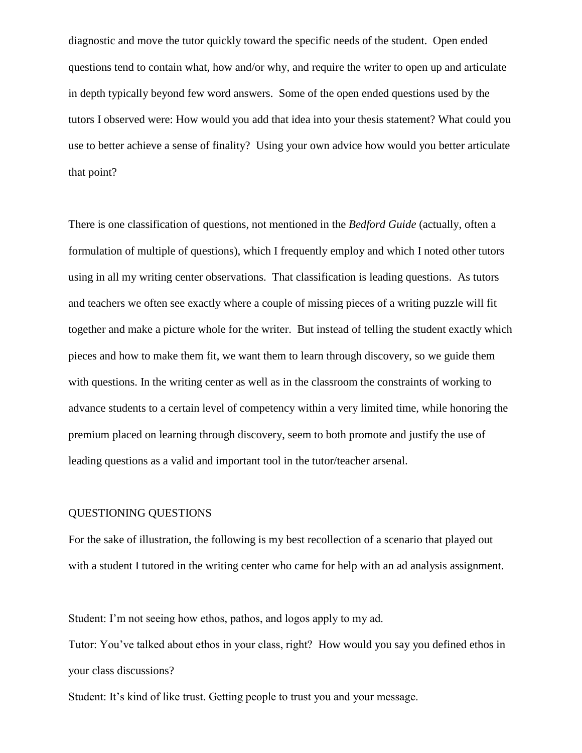diagnostic and move the tutor quickly toward the specific needs of the student. Open ended questions tend to contain what, how and/or why, and require the writer to open up and articulate in depth typically beyond few word answers. Some of the open ended questions used by the tutors I observed were: How would you add that idea into your thesis statement? What could you use to better achieve a sense of finality? Using your own advice how would you better articulate that point?

There is one classification of questions, not mentioned in the *Bedford Guide* (actually, often a formulation of multiple of questions), which I frequently employ and which I noted other tutors using in all my writing center observations. That classification is leading questions. As tutors and teachers we often see exactly where a couple of missing pieces of a writing puzzle will fit together and make a picture whole for the writer. But instead of telling the student exactly which pieces and how to make them fit, we want them to learn through discovery, so we guide them with questions. In the writing center as well as in the classroom the constraints of working to advance students to a certain level of competency within a very limited time, while honoring the premium placed on learning through discovery, seem to both promote and justify the use of leading questions as a valid and important tool in the tutor/teacher arsenal.

## QUESTIONING QUESTIONS

For the sake of illustration, the following is my best recollection of a scenario that played out with a student I tutored in the writing center who came for help with an ad analysis assignment.

Student: I'm not seeing how ethos, pathos, and logos apply to my ad.

Tutor: You've talked about ethos in your class, right? How would you say you defined ethos in your class discussions?

Student: It's kind of like trust. Getting people to trust you and your message.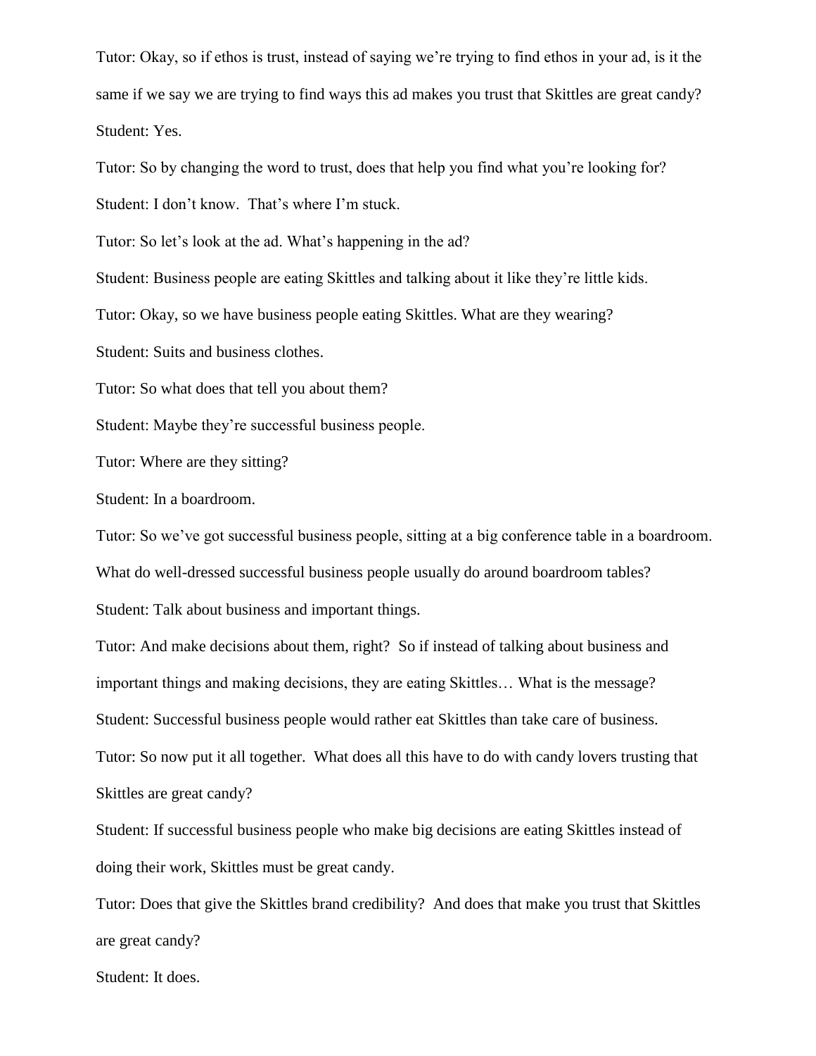Tutor: Okay, so if ethos is trust, instead of saying we're trying to find ethos in your ad, is it the same if we say we are trying to find ways this ad makes you trust that Skittles are great candy?

Student: Yes.

Tutor: So by changing the word to trust, does that help you find what you're looking for?

Student: I don't know. That's where I'm stuck.

Tutor: So let's look at the ad. What's happening in the ad?

Student: Business people are eating Skittles and talking about it like they're little kids.

Tutor: Okay, so we have business people eating Skittles. What are they wearing?

Student: Suits and business clothes.

Tutor: So what does that tell you about them?

Student: Maybe they're successful business people.

Tutor: Where are they sitting?

Student: In a boardroom.

Tutor: So we've got successful business people, sitting at a big conference table in a boardroom. What do well-dressed successful business people usually do around boardroom tables?

Student: Talk about business and important things.

Tutor: And make decisions about them, right? So if instead of talking about business and important things and making decisions, they are eating Skittles… What is the message?

Student: Successful business people would rather eat Skittles than take care of business.

Tutor: So now put it all together. What does all this have to do with candy lovers trusting that Skittles are great candy?

Student: If successful business people who make big decisions are eating Skittles instead of doing their work, Skittles must be great candy.

Tutor: Does that give the Skittles brand credibility? And does that make you trust that Skittles are great candy?

Student: It does.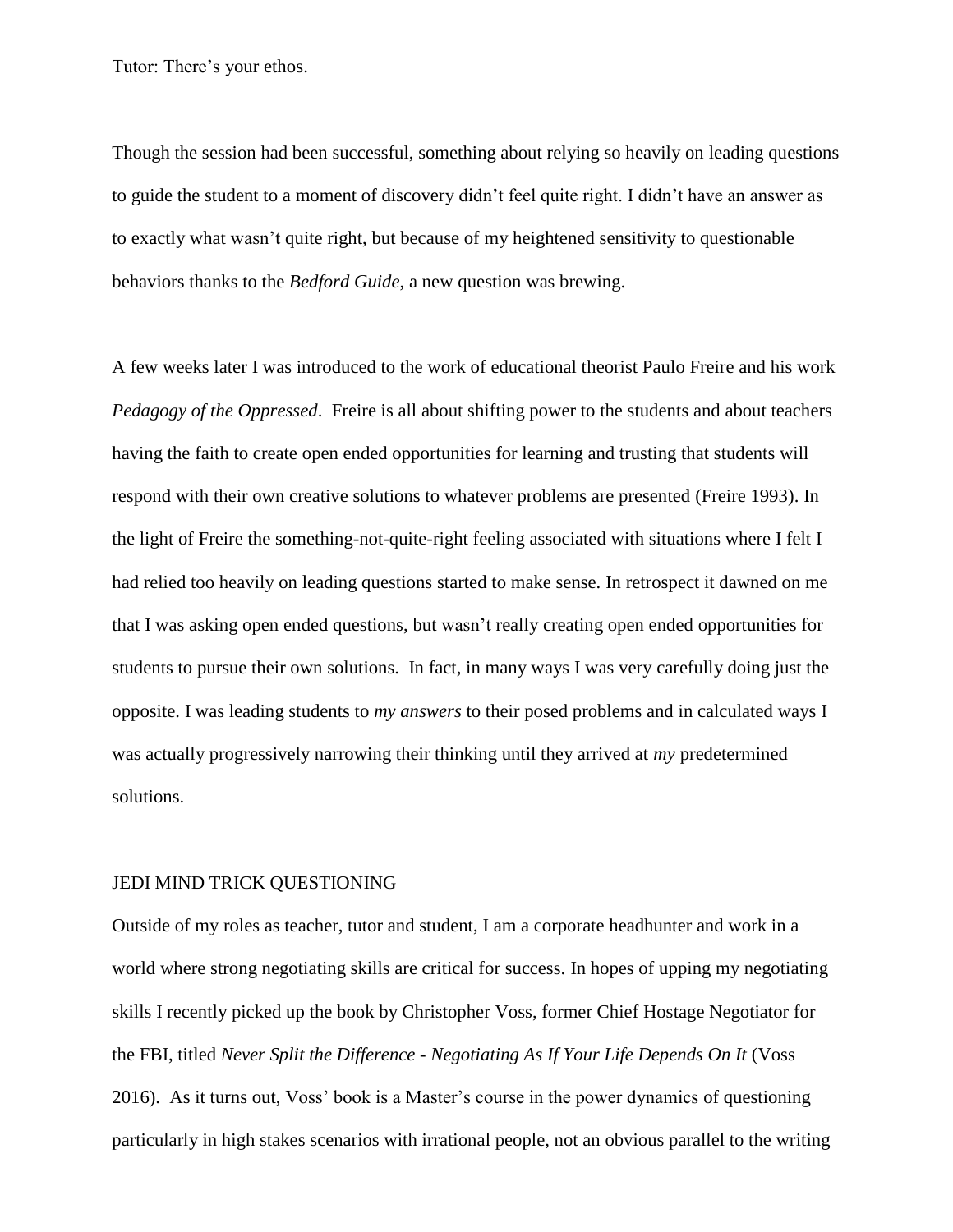Tutor: There's your ethos.

Though the session had been successful, something about relying so heavily on leading questions to guide the student to a moment of discovery didn't feel quite right. I didn't have an answer as to exactly what wasn't quite right, but because of my heightened sensitivity to questionable behaviors thanks to the *Bedford Guide*, a new question was brewing.

A few weeks later I was introduced to the work of educational theorist Paulo Freire and his work *Pedagogy of the Oppressed*. Freire is all about shifting power to the students and about teachers having the faith to create open ended opportunities for learning and trusting that students will respond with their own creative solutions to whatever problems are presented (Freire 1993). In the light of Freire the something-not-quite-right feeling associated with situations where I felt I had relied too heavily on leading questions started to make sense. In retrospect it dawned on me that I was asking open ended questions, but wasn't really creating open ended opportunities for students to pursue their own solutions. In fact, in many ways I was very carefully doing just the opposite. I was leading students to *my answers* to their posed problems and in calculated ways I was actually progressively narrowing their thinking until they arrived at *my* predetermined solutions.

## JEDI MIND TRICK QUESTIONING

Outside of my roles as teacher, tutor and student, I am a corporate headhunter and work in a world where strong negotiating skills are critical for success. In hopes of upping my negotiating skills I recently picked up the book by Christopher Voss, former Chief Hostage Negotiator for the FBI, titled *Never Split the Difference - Negotiating As If Your Life Depends On It* (Voss 2016). As it turns out, Voss' book is a Master's course in the power dynamics of questioning particularly in high stakes scenarios with irrational people, not an obvious parallel to the writing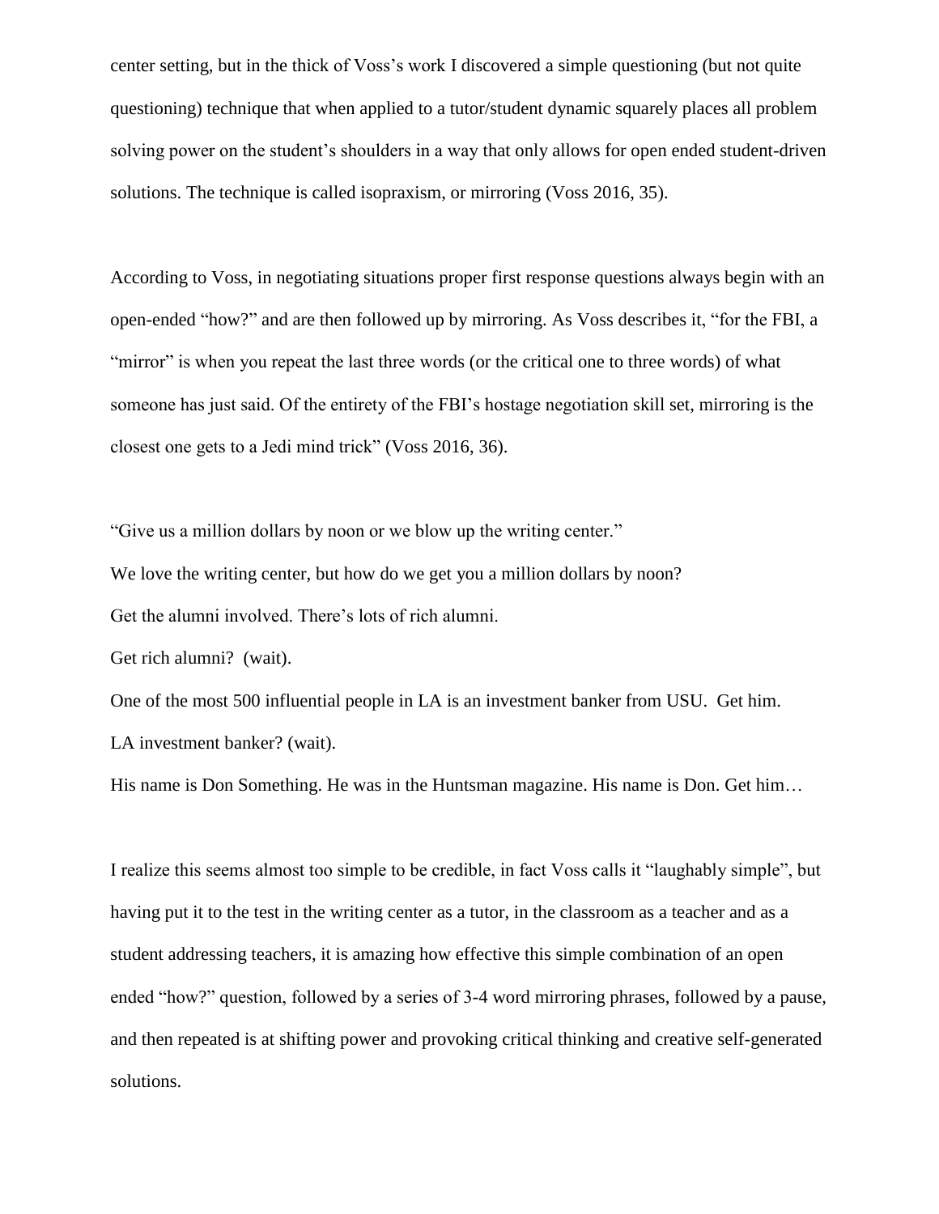center setting, but in the thick of Voss's work I discovered a simple questioning (but not quite questioning) technique that when applied to a tutor/student dynamic squarely places all problem solving power on the student's shoulders in a way that only allows for open ended student-driven solutions. The technique is called isopraxism, or mirroring (Voss 2016, 35).

According to Voss, in negotiating situations proper first response questions always begin with an open-ended "how?" and are then followed up by mirroring. As Voss describes it, "for the FBI, a "mirror" is when you repeat the last three words (or the critical one to three words) of what someone has just said. Of the entirety of the FBI's hostage negotiation skill set, mirroring is the closest one gets to a Jedi mind trick" (Voss 2016, 36).

"Give us a million dollars by noon or we blow up the writing center."

We love the writing center, but how do we get you a million dollars by noon?

Get the alumni involved. There's lots of rich alumni.

Get rich alumni? (wait).

One of the most 500 influential people in LA is an investment banker from USU. Get him.

LA investment banker? (wait).

His name is Don Something. He was in the Huntsman magazine. His name is Don. Get him…

I realize this seems almost too simple to be credible, in fact Voss calls it "laughably simple", but having put it to the test in the writing center as a tutor, in the classroom as a teacher and as a student addressing teachers, it is amazing how effective this simple combination of an open ended "how?" question, followed by a series of 3-4 word mirroring phrases, followed by a pause, and then repeated is at shifting power and provoking critical thinking and creative self-generated solutions.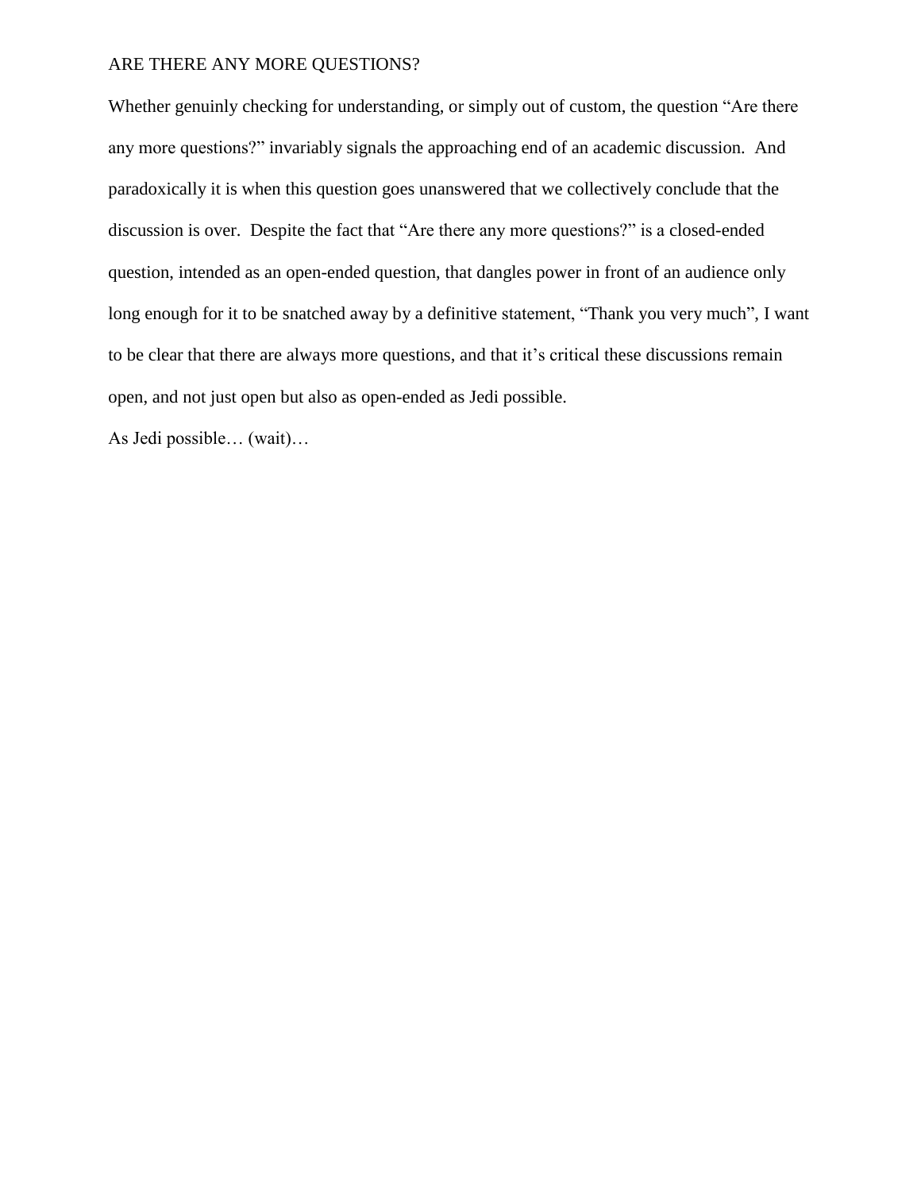ARE THERE ANY MORE QUESTIONS?

Whether genuinly checking for understanding, or simply out of custom, the question “Are there any more questions?” invariably signals the approaching end of an academic discussion. And paradoxically it is when this question goes unanswered that we collectively conclude that the discussion is over. Despite the fact that “Are there any more questions?” is a closed-ended question, intended as an open-ended question, that dangles power in front of an audience only long enough for it to be snatched away by a definitive statement, “Thank you very much”, I want to be clear that there are always more questions, and that it’s critical these discussions remain open, and not just open but also as open-ended as Jedi possible.

As Jedi possible… (wait)…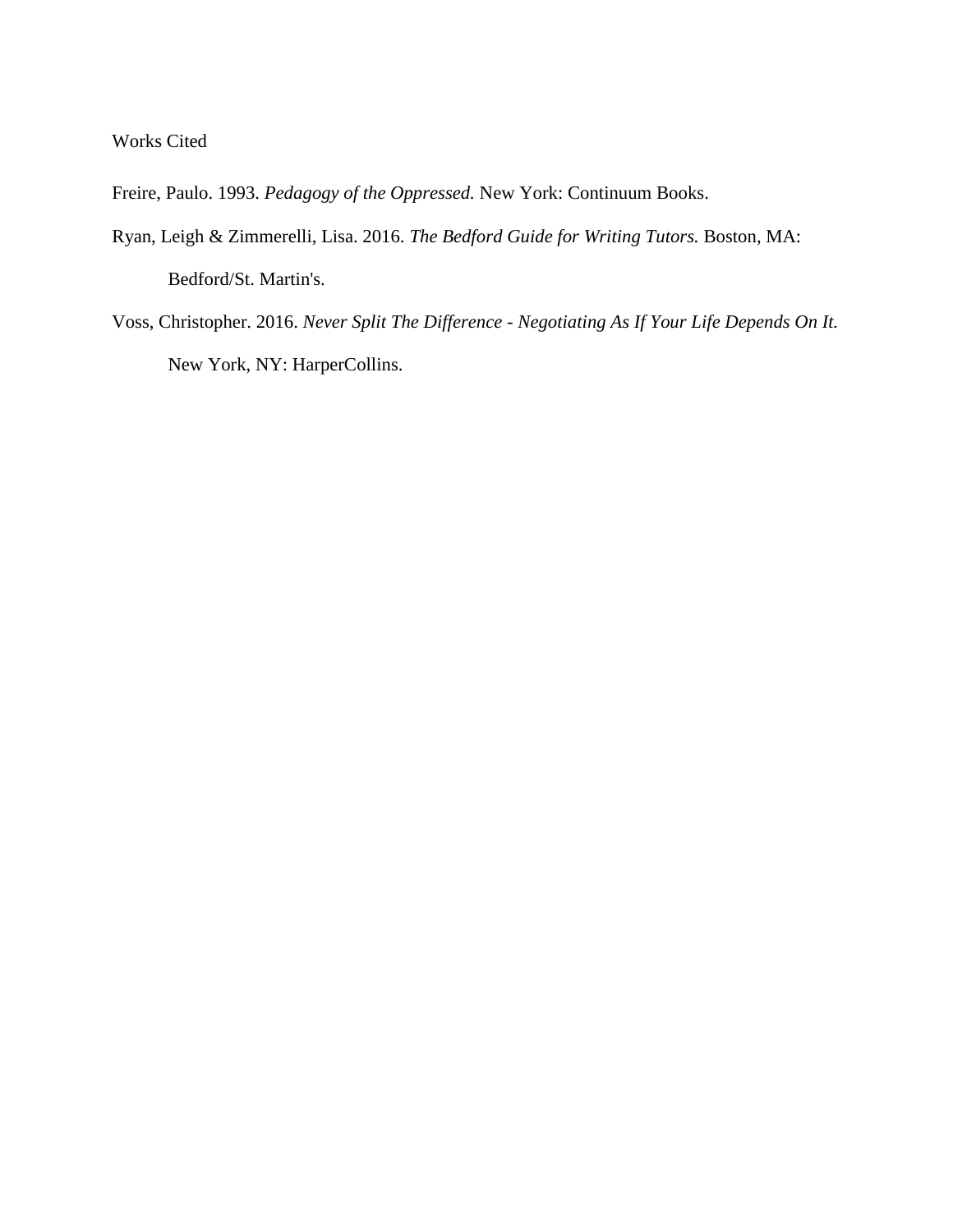Works Cited

Freire, Paulo. 1993. *Pedagogy of the Oppressed.* New York: Continuum Books.

Ryan, Leigh & Zimmerelli, Lisa. 2016. *The Bedford Guide for Writing Tutors.* Boston, MA: Bedford/St. Martin's.

Voss, Christopher. 2016. *Never Split The Difference - Negotiating As If Your Life Depends On It.* New York, NY: HarperCollins.